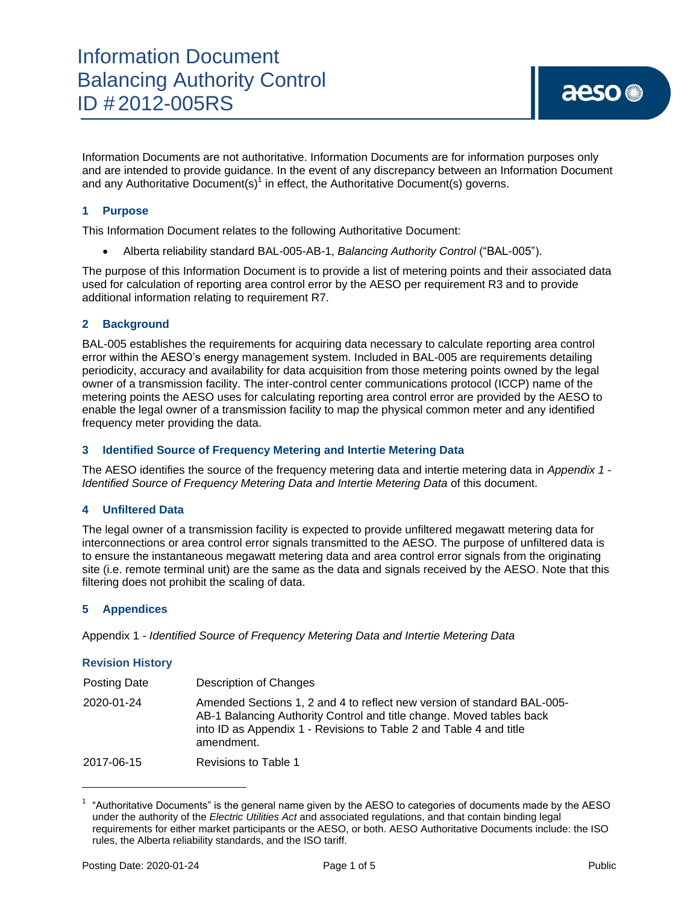# Information Document Balancing Authority Control ID # 2012-005RS

Information Documents are not authoritative. Information Documents are for information purposes only and are intended to provide guidance. In the event of any discrepancy between an Information Document and any Authoritative Document(s)[1] in effect, the Authoritative Document(s) governs.

## 1 Purpose

This Information Document relates to the following Authoritative Document:

- Alberta reliability standard BAL-005-AB-1, *Balancing Authority Control* ("BAL-005").

The purpose of this Information Document is to provide a list of metering points and their associated data used for calculation of reporting area control error by the AESO per requirement R3 and to provide additional information relating to requirement R7.

## 2 Background

BAL-005 establishes the requirements for acquiring data necessary to calculate reporting area control error within the AESO's energy management system. Included in BAL-005 are requirements detailing periodicity, accuracy and availability for data acquisition from those metering points owned by the legal owner of a transmission facility. The inter-control center communications protocol (ICCP) name of the metering points the AESO uses for calculating reporting area control error are provided by the AESO to enable the legal owner of a transmission facility to map the physical common meter and any identified frequency meter providing the data.

## 3 Identified Source of Frequency Metering and Intertie Metering Data

The AESO identifies the source of the frequency metering data and intertie metering data in *Appendix 1 - Identified Source of Frequency Metering Data and Intertie Metering Data* of this document.

## 4 Unfiltered Data

The legal owner of a transmission facility is expected to provide unfiltered megawatt metering data for interconnections or area control error signals transmitted to the AESO. The purpose of unfiltered data is to ensure the instantaneous megawatt metering data and area control error signals from the originating site (i.e. remote terminal unit) are the same as the data and signals received by the AESO. Note that this filtering does not prohibit the scaling of data.

## 5 Appendices

Appendix 1 - *Identified Source of Frequency Metering Data and Intertie Metering Data*

### Revision History

| Posting Date | Description of Changes |
|---|---|
| 2020-01-24 | Amended Sections 1, 2 and 4 to reflect new version of standard BAL-005-AB-1 Balancing Authority Control and title change. Moved tables back into ID as Appendix 1 - Revisions to Table 2 and Table 4 and title amendment. |
| 2017-06-15 | Revisions to Table 1 |

[1] "Authoritative Documents" is the general name given by the AESO to categories of documents made by the AESO under the authority of the *Electric Utilities Act* and associated regulations, and that contain binding legal requirements for either market participants or the AESO, or both. AESO Authoritative Documents include: the ISO rules, the Alberta reliability standards, and the ISO tariff.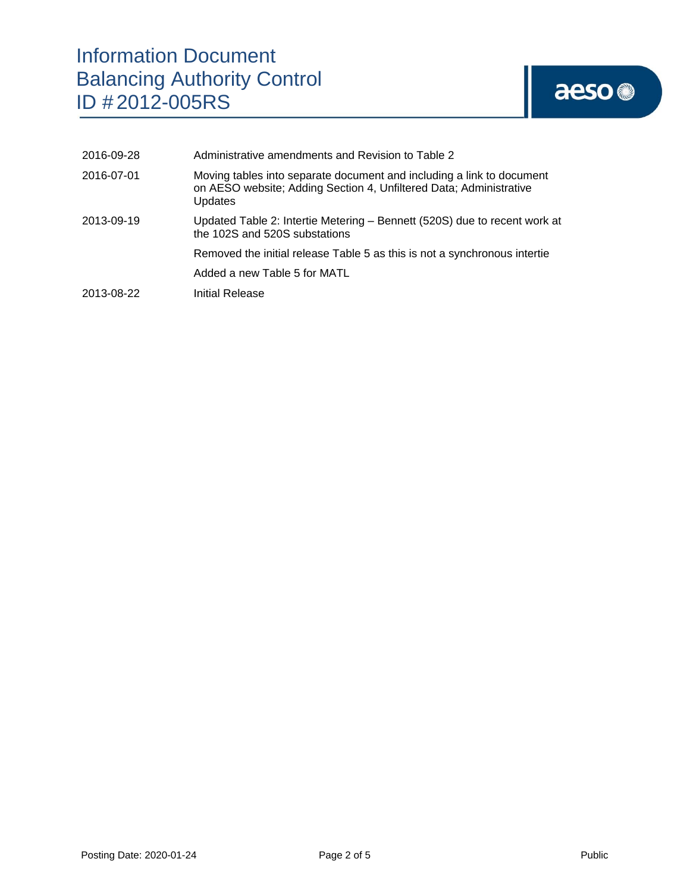| | |
|---|---|
| 2016-09-28 | Administrative amendments and Revision to Table 2 |
| 2016-07-01 | Moving tables into separate document and including a link to document on AESO website; Adding Section 4, Unfiltered Data; Administrative Updates |
| 2013-09-19 | Updated Table 2: Intertie Metering – Bennett (520S) due to recent work at the 102S and 520S substations |
| | Removed the initial release Table 5 as this is not a synchronous intertie |
| | Added a new Table 5 for MATL |
| 2013-08-22 | Initial Release |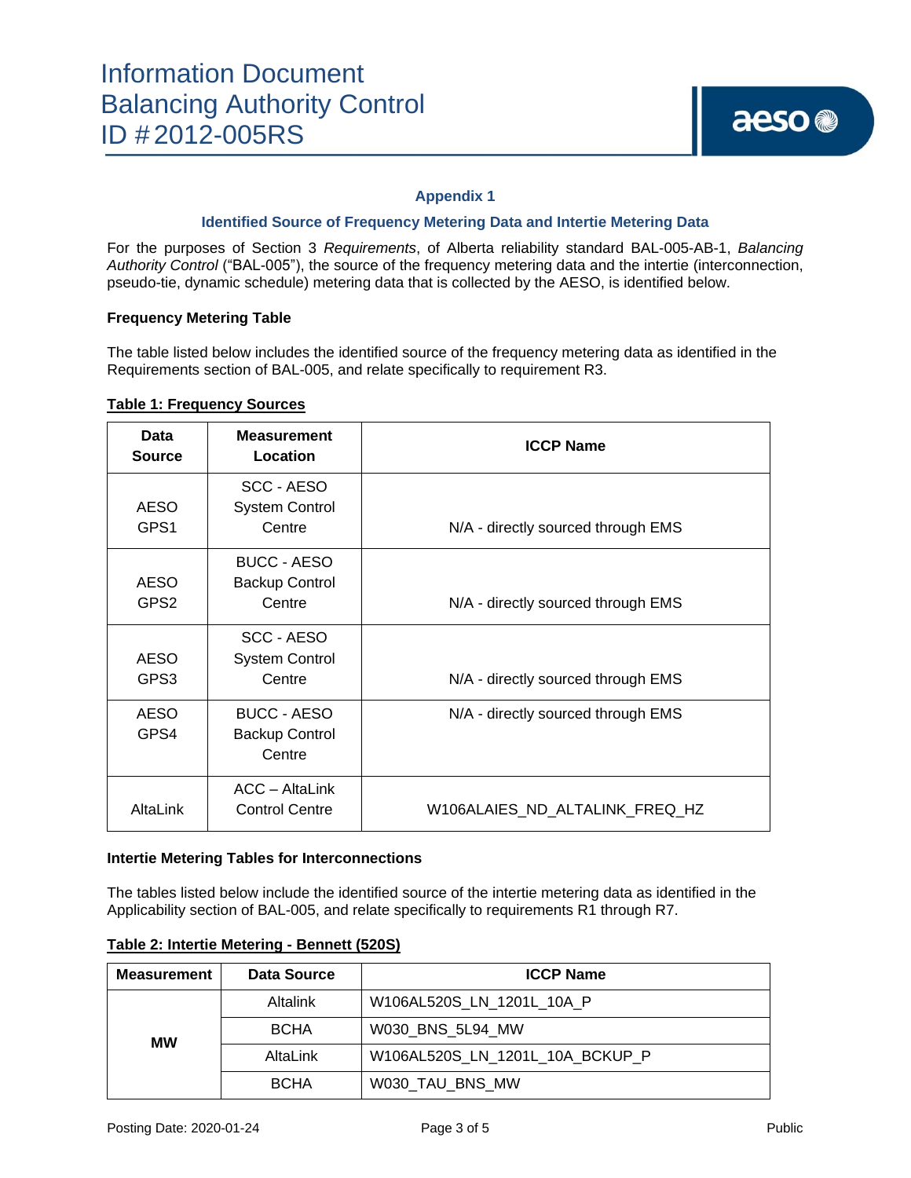## Appendix 1

### Identified Source of Frequency Metering Data and Intertie Metering Data

For the purposes of Section 3 *Requirements*, of Alberta reliability standard BAL-005-AB-1, *Balancing Authority Control* ("BAL-005"), the source of the frequency metering data and the intertie (interconnection, pseudo-tie, dynamic schedule) metering data that is collected by the AESO, is identified below.

**Frequency Metering Table**

The table listed below includes the identified source of the frequency metering data as identified in the Requirements section of BAL-005, and relate specifically to requirement R3.

**Table 1: Frequency Sources**

| Data Source | Measurement Location | ICCP Name |
|---|---|---|
| AESO GPS1 | SCC - AESO System Control Centre | N/A - directly sourced through EMS |
| AESO GPS2 | BUCC - AESO Backup Control Centre | N/A - directly sourced through EMS |
| AESO GPS3 | SCC - AESO System Control Centre | N/A - directly sourced through EMS |
| AESO GPS4 | BUCC - AESO Backup Control Centre | N/A - directly sourced through EMS |
| AltaLink | ACC – AltaLink Control Centre | W106ALAIES_ND_ALTALINK_FREQ_HZ |

**Intertie Metering Tables for Interconnections**

The tables listed below include the identified source of the intertie metering data as identified in the Applicability section of BAL-005, and relate specifically to requirements R1 through R7.

**Table 2: Intertie Metering - Bennett (520S)**

| Measurement | Data Source | ICCP Name |
|---|---|---|
| MW | Altalink | W106AL520S_LN_1201L_10A_P |
| | BCHA | W030_BNS_5L94_MW |
| | AltaLink | W106AL520S_LN_1201L_10A_BCKUP_P |
| | BCHA | W030_TAU_BNS_MW |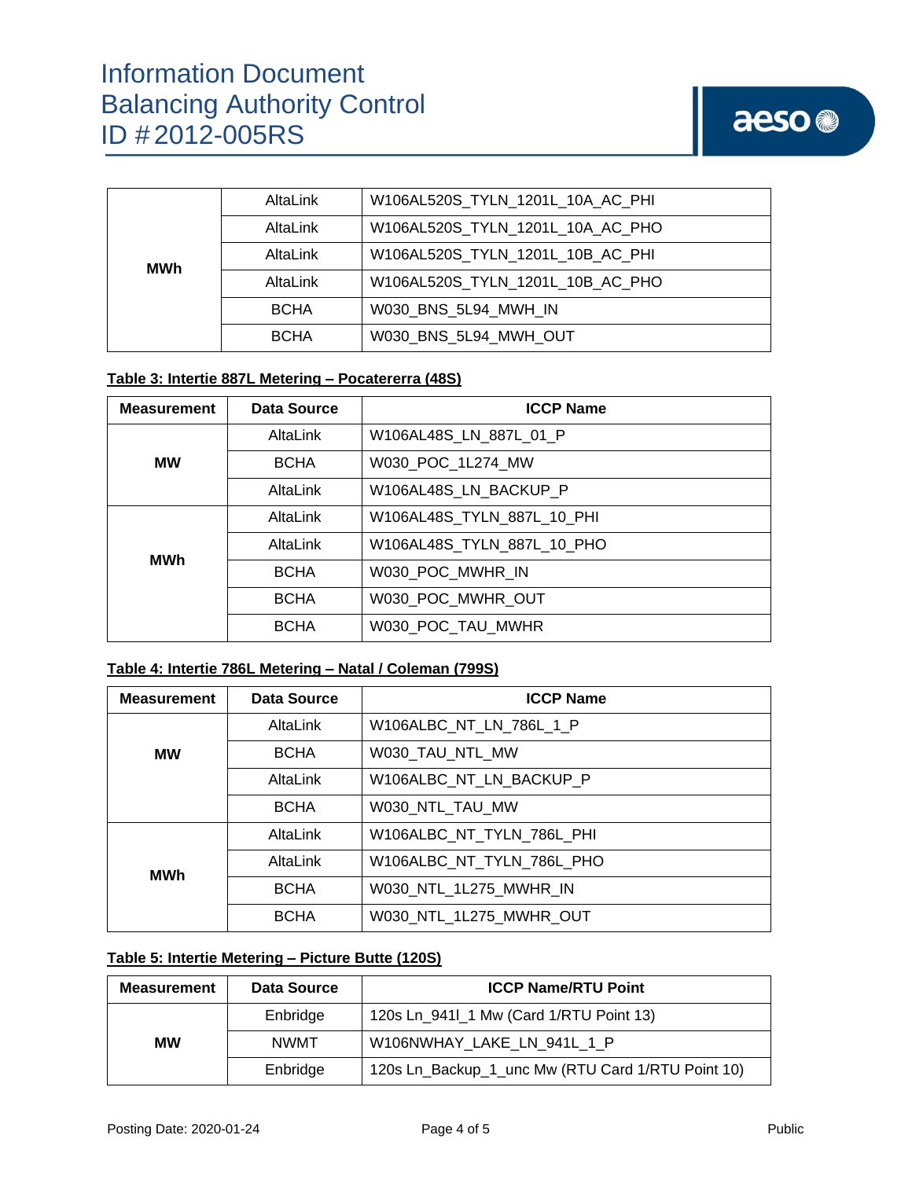| | | |
|---|---|---|
| **MWh** | AltaLink | W106AL520S_TYLN_1201L_10A_AC_PHI |
| | AltaLink | W106AL520S_TYLN_1201L_10A_AC_PHO |
| | AltaLink | W106AL520S_TYLN_1201L_10B_AC_PHI |
| | AltaLink | W106AL520S_TYLN_1201L_10B_AC_PHO |
| | BCHA | W030_BNS_5L94_MWH_IN |
| | BCHA | W030_BNS_5L94_MWH_OUT |

**Table 3: Intertie 887L Metering – Pocatererra (48S)**

| Measurement | Data Source | ICCP Name |
|---|---|---|
| **MW** | AltaLink | W106AL48S_LN_887L_01_P |
| | BCHA | W030_POC_1L274_MW |
| | AltaLink | W106AL48S_LN_BACKUP_P |
| **MWh** | AltaLink | W106AL48S_TYLN_887L_10_PHI |
| | AltaLink | W106AL48S_TYLN_887L_10_PHO |
| | BCHA | W030_POC_MWHR_IN |
| | BCHA | W030_POC_MWHR_OUT |
| | BCHA | W030_POC_TAU_MWHR |

**Table 4: Intertie 786L Metering – Natal / Coleman (799S)**

| Measurement | Data Source | ICCP Name |
|---|---|---|
| **MW** | AltaLink | W106ALBC_NT_LN_786L_1_P |
| | BCHA | W030_TAU_NTL_MW |
| | AltaLink | W106ALBC_NT_LN_BACKUP_P |
| | BCHA | W030_NTL_TAU_MW |
| **MWh** | AltaLink | W106ALBC_NT_TYLN_786L_PHI |
| | AltaLink | W106ALBC_NT_TYLN_786L_PHO |
| | BCHA | W030_NTL_1L275_MWHR_IN |
| | BCHA | W030_NTL_1L275_MWHR_OUT |

**Table 5: Intertie Metering – Picture Butte (120S)**

| Measurement | Data Source | ICCP Name/RTU Point |
|---|---|---|
| **MW** | Enbridge | 120s Ln_941l_1 Mw (Card 1/RTU Point 13) |
| | NWMT | W106NWHAY_LAKE_LN_941L_1_P |
| | Enbridge | 120s Ln_Backup_1_unc Mw (RTU Card 1/RTU Point 10) |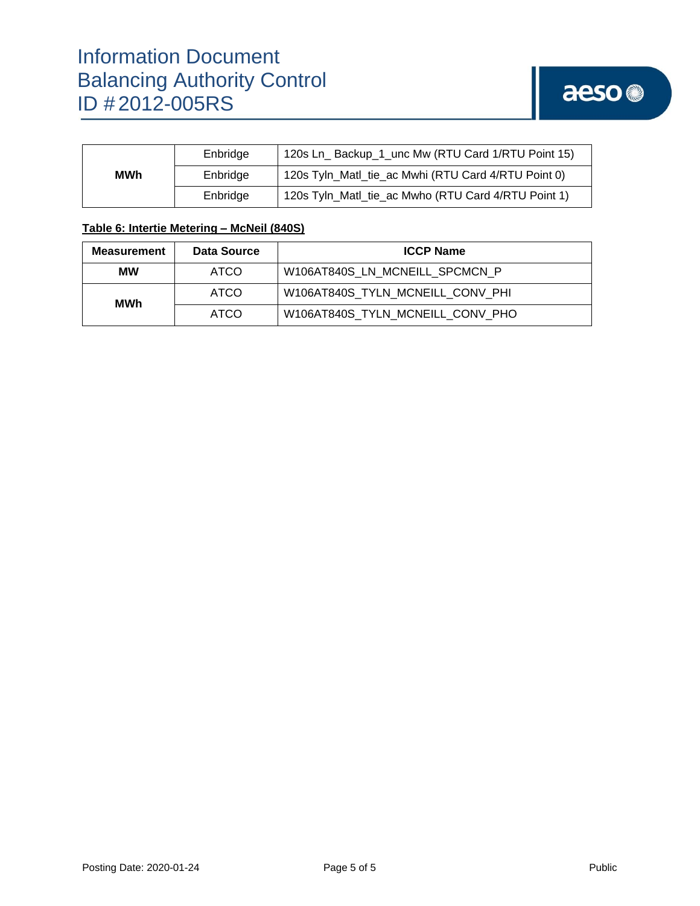| | | |
|---|---|---|
| MWh | Enbridge | 120s Ln_ Backup_1_unc Mw (RTU Card 1/RTU Point 15) |
| | Enbridge | 120s Tyln_Matl_tie_ac Mwhi (RTU Card 4/RTU Point 0) |
| | Enbridge | 120s Tyln_Matl_tie_ac Mwho (RTU Card 4/RTU Point 1) |

**Table 6: Intertie Metering – McNeil (840S)**

| Measurement | Data Source | ICCP Name |
|---|---|---|
| **MW** | ATCO | W106AT840S_LN_MCNEILL_SPCMCN_P |
| **MWh** | ATCO | W106AT840S_TYLN_MCNEILL_CONV_PHI |
| | ATCO | W106AT840S_TYLN_MCNEILL_CONV_PHO |